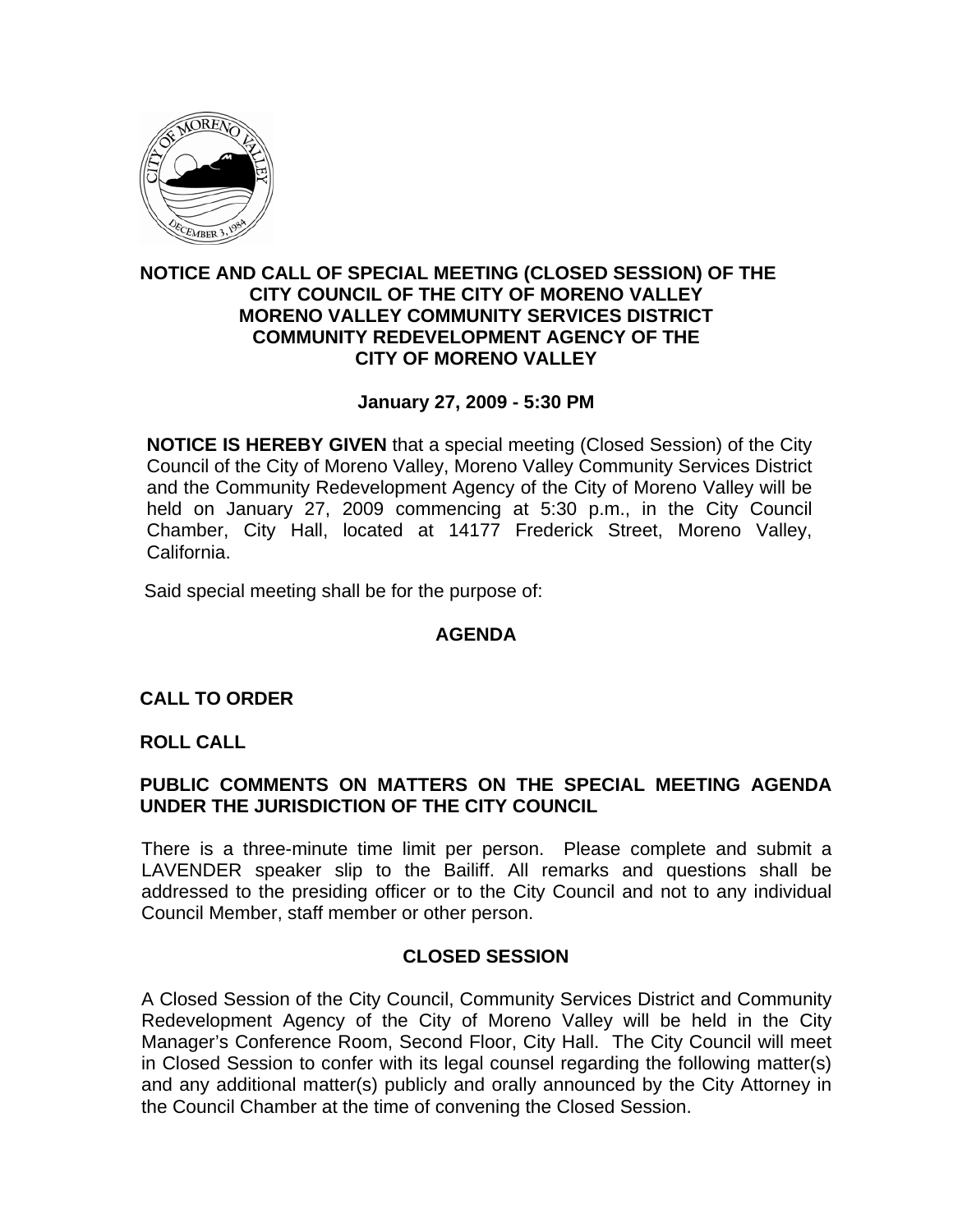# NOTICE AND CALL OF SPECIAL MEETING (CLOSED SESSION) OF THE CITY COUNCIL OF THE CITY OF MORENO VALLEY MORENO VALLEY COMMUNITY SERVICES DISTRICT COMMUNITY REDEVELOPMENT AGENCY OF THE CITY OF MORENO VALLEY

**January 27, 2009 - 5:30 PM**

**NOTICE IS HEREBY GIVEN** that a special meeting (Closed Session) of the City Council of the City of Moreno Valley, Moreno Valley Community Services District and the Community Redevelopment Agency of the City of Moreno Valley will be held on January 27, 2009 commencing at 5:30 p.m., in the City Council Chamber, City Hall, located at 14177 Frederick Street, Moreno Valley, California.

Said special meeting shall be for the purpose of:

## AGENDA

**CALL TO ORDER**

**ROLL CALL**

**PUBLIC COMMENTS ON MATTERS ON THE SPECIAL MEETING AGENDA UNDER THE JURISDICTION OF THE CITY COUNCIL**

There is a three-minute time limit per person. Please complete and submit a LAVENDER speaker slip to the Bailiff. All remarks and questions shall be addressed to the presiding officer or to the City Council and not to any individual Council Member, staff member or other person.

## CLOSED SESSION

A Closed Session of the City Council, Community Services District and Community Redevelopment Agency of the City of Moreno Valley will be held in the City Manager's Conference Room, Second Floor, City Hall. The City Council will meet in Closed Session to confer with its legal counsel regarding the following matter(s) and any additional matter(s) publicly and orally announced by the City Attorney in the Council Chamber at the time of convening the Closed Session.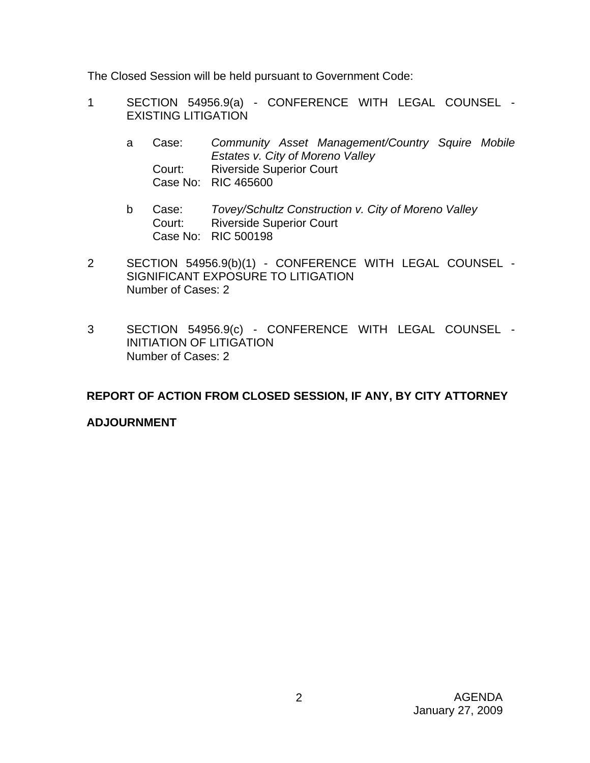The Closed Session will be held pursuant to Government Code:

1 SECTION 54956.9(a) - CONFERENCE WITH LEGAL COUNSEL - EXISTING LITIGATION

   a Case: *Community Asset Management/Country Squire Mobile Estates v. City of Moreno Valley*
     Court: Riverside Superior Court
     Case No: RIC 465600

   b Case: *Tovey/Schultz Construction v. City of Moreno Valley*
     Court: Riverside Superior Court
     Case No: RIC 500198

2 SECTION 54956.9(b)(1) - CONFERENCE WITH LEGAL COUNSEL - SIGNIFICANT EXPOSURE TO LITIGATION
  Number of Cases: 2

3 SECTION 54956.9(c) - CONFERENCE WITH LEGAL COUNSEL - INITIATION OF LITIGATION
  Number of Cases: 2

**REPORT OF ACTION FROM CLOSED SESSION, IF ANY, BY CITY ATTORNEY**

**ADJOURNMENT**